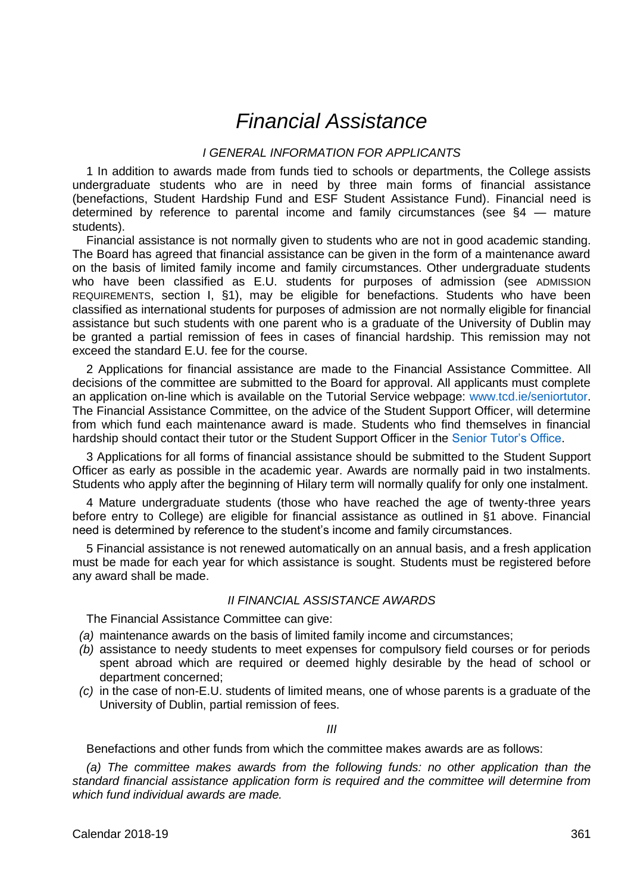# Financial Assistance

## *I GENERAL INFORMATION FOR APPLICANTS*

1 In addition to awards made from funds tied to schools or departments, the College assists undergraduate students who are in need by three main forms of financial assistance (benefactions, Student Hardship Fund and ESF Student Assistance Fund). Financial need is determined by reference to parental income and family circumstances (see §4 — mature students).

Financial assistance is not normally given to students who are not in good academic standing. The Board has agreed that financial assistance can be given in the form of a maintenance award on the basis of limited family income and family circumstances. Other undergraduate students who have been classified as E.U. students for purposes of admission (see ADMISSION REQUIREMENTS, section I, §1), may be eligible for benefactions. Students who have been classified as international students for purposes of admission are not normally eligible for financial assistance but such students with one parent who is a graduate of the University of Dublin may be granted a partial remission of fees in cases of financial hardship. This remission may not exceed the standard E.U. fee for the course.

2 Applications for financial assistance are made to the Financial Assistance Committee. All decisions of the committee are submitted to the Board for approval. All applicants must complete an application on-line which is available on the Tutorial Service webpage: www.tcd.ie/seniortutor. The Financial Assistance Committee, on the advice of the Student Support Officer, will determine from which fund each maintenance award is made. Students who find themselves in financial hardship should contact their tutor or the Student Support Officer in the Senior Tutor's Office.

3 Applications for all forms of financial assistance should be submitted to the Student Support Officer as early as possible in the academic year. Awards are normally paid in two instalments. Students who apply after the beginning of Hilary term will normally qualify for only one instalment.

4 Mature undergraduate students (those who have reached the age of twenty-three years before entry to College) are eligible for financial assistance as outlined in §1 above. Financial need is determined by reference to the student's income and family circumstances.

5 Financial assistance is not renewed automatically on an annual basis, and a fresh application must be made for each year for which assistance is sought. Students must be registered before any award shall be made.

## *II FINANCIAL ASSISTANCE AWARDS*

The Financial Assistance Committee can give:

- *(a)* maintenance awards on the basis of limited family income and circumstances;
- *(b)* assistance to needy students to meet expenses for compulsory field courses or for periods spent abroad which are required or deemed highly desirable by the head of school or department concerned;
- *(c)* in the case of non-E.U. students of limited means, one of whose parents is a graduate of the University of Dublin, partial remission of fees.

## *III*

Benefactions and other funds from which the committee makes awards are as follows:

*(a) The committee makes awards from the following funds: no other application than the standard financial assistance application form is required and the committee will determine from which fund individual awards are made.*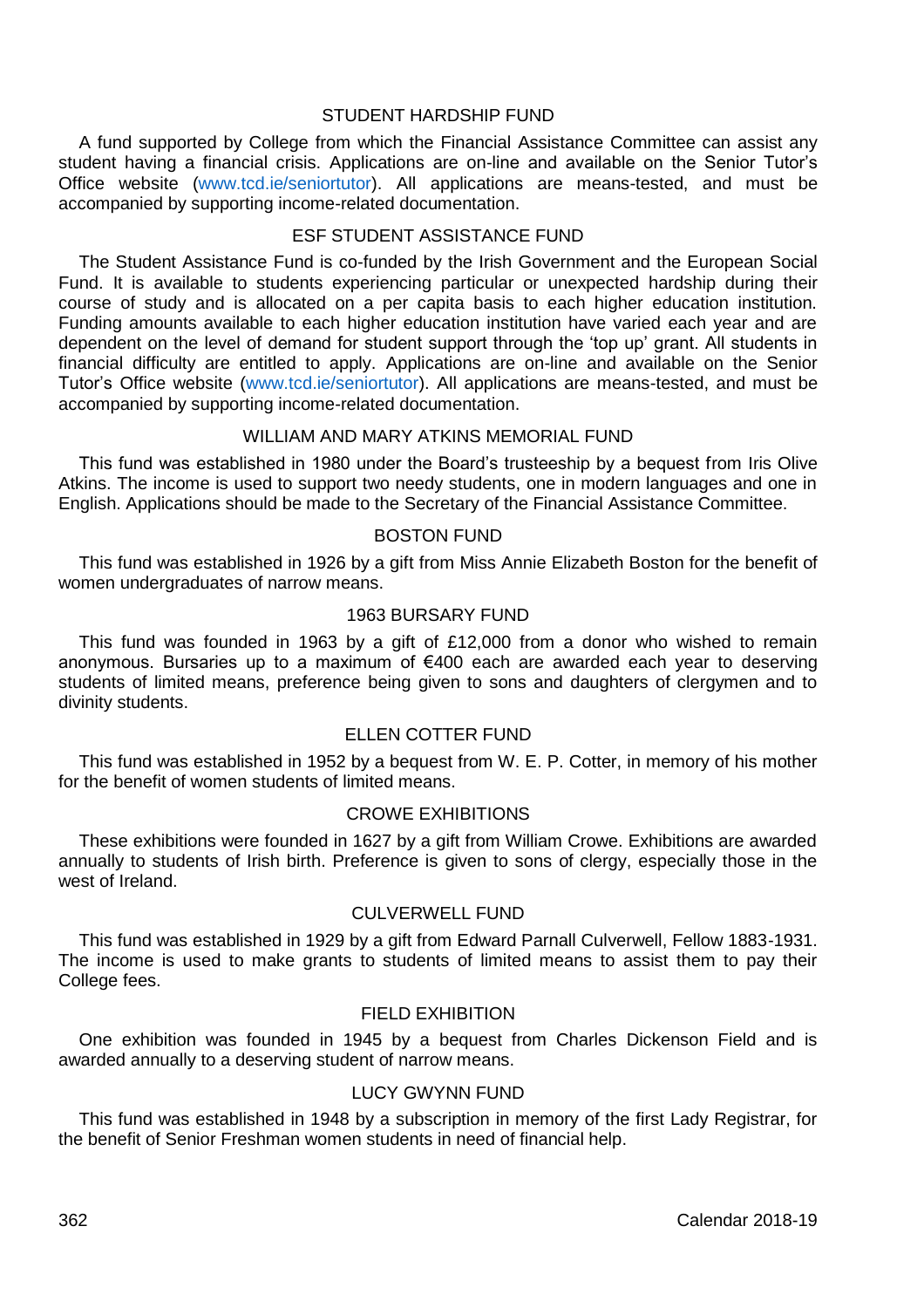### STUDENT HARDSHIP FUND

A fund supported by College from which the Financial Assistance Committee can assist any student having a financial crisis. Applications are on-line and available on the Senior Tutor's Office website (www.tcd.ie/seniortutor). All applications are means-tested, and must be accompanied by supporting income-related documentation.

### ESF STUDENT ASSISTANCE FUND

The Student Assistance Fund is co-funded by the Irish Government and the European Social Fund. It is available to students experiencing particular or unexpected hardship during their course of study and is allocated on a per capita basis to each higher education institution. Funding amounts available to each higher education institution have varied each year and are dependent on the level of demand for student support through the 'top up' grant. All students in financial difficulty are entitled to apply. Applications are on-line and available on the Senior Tutor's Office website (www.tcd.ie/seniortutor). All applications are means-tested, and must be accompanied by supporting income-related documentation.

### WILLIAM AND MARY ATKINS MEMORIAL FUND

This fund was established in 1980 under the Board's trusteeship by a bequest from Iris Olive Atkins. The income is used to support two needy students, one in modern languages and one in English. Applications should be made to the Secretary of the Financial Assistance Committee.

### BOSTON FUND

This fund was established in 1926 by a gift from Miss Annie Elizabeth Boston for the benefit of women undergraduates of narrow means.

### 1963 BURSARY FUND

This fund was founded in 1963 by a gift of £12,000 from a donor who wished to remain anonymous. Bursaries up to a maximum of €400 each are awarded each year to deserving students of limited means, preference being given to sons and daughters of clergymen and to divinity students.

### ELLEN COTTER FUND

This fund was established in 1952 by a bequest from W. E. P. Cotter, in memory of his mother for the benefit of women students of limited means.

### CROWE EXHIBITIONS

These exhibitions were founded in 1627 by a gift from William Crowe. Exhibitions are awarded annually to students of Irish birth. Preference is given to sons of clergy, especially those in the west of Ireland.

### CULVERWELL FUND

This fund was established in 1929 by a gift from Edward Parnall Culverwell, Fellow 1883-1931. The income is used to make grants to students of limited means to assist them to pay their College fees.

### FIELD EXHIBITION

One exhibition was founded in 1945 by a bequest from Charles Dickenson Field and is awarded annually to a deserving student of narrow means.

### LUCY GWYNN FUND

This fund was established in 1948 by a subscription in memory of the first Lady Registrar, for the benefit of Senior Freshman women students in need of financial help.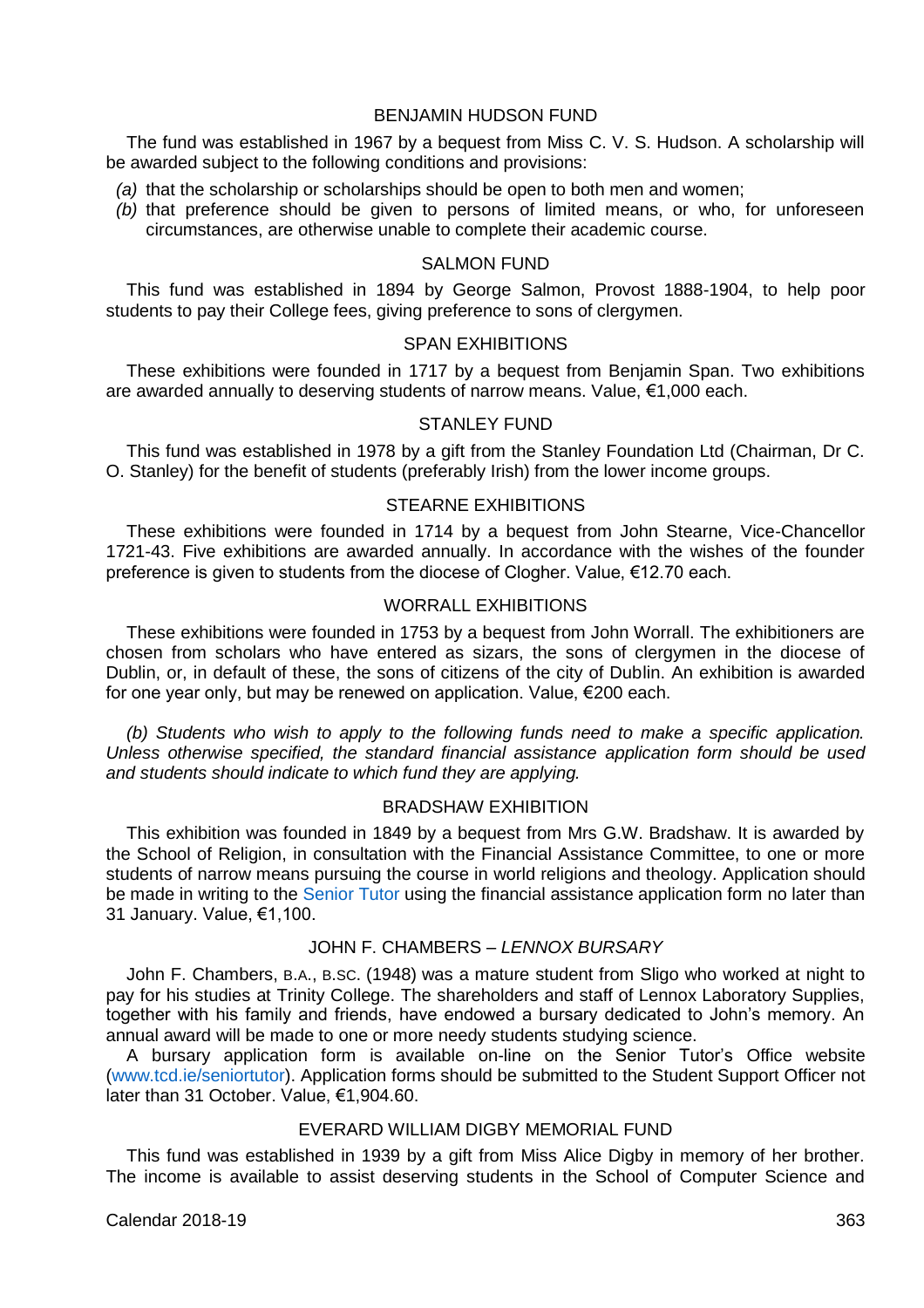### BENJAMIN HUDSON FUND

The fund was established in 1967 by a bequest from Miss C. V. S. Hudson. A scholarship will be awarded subject to the following conditions and provisions:

*(a)* that the scholarship or scholarships should be open to both men and women;

*(b)* that preference should be given to persons of limited means, or who, for unforeseen circumstances, are otherwise unable to complete their academic course.

### SALMON FUND

This fund was established in 1894 by George Salmon, Provost 1888-1904, to help poor students to pay their College fees, giving preference to sons of clergymen.

### SPAN EXHIBITIONS

These exhibitions were founded in 1717 by a bequest from Benjamin Span. Two exhibitions are awarded annually to deserving students of narrow means. Value, €1,000 each.

### STANLEY FUND

This fund was established in 1978 by a gift from the Stanley Foundation Ltd (Chairman, Dr C. O. Stanley) for the benefit of students (preferably Irish) from the lower income groups.

### STEARNE EXHIBITIONS

These exhibitions were founded in 1714 by a bequest from John Stearne, Vice-Chancellor 1721-43. Five exhibitions are awarded annually. In accordance with the wishes of the founder preference is given to students from the diocese of Clogher. Value, €12.70 each.

### WORRALL EXHIBITIONS

These exhibitions were founded in 1753 by a bequest from John Worrall. The exhibitioners are chosen from scholars who have entered as sizars, the sons of clergymen in the diocese of Dublin, or, in default of these, the sons of citizens of the city of Dublin. An exhibition is awarded for one year only, but may be renewed on application. Value, €200 each.

*(b) Students who wish to apply to the following funds need to make a specific application. Unless otherwise specified, the standard financial assistance application form should be used and students should indicate to which fund they are applying.*

### BRADSHAW EXHIBITION

This exhibition was founded in 1849 by a bequest from Mrs G.W. Bradshaw. It is awarded by the School of Religion, in consultation with the Financial Assistance Committee, to one or more students of narrow means pursuing the course in world religions and theology. Application should be made in writing to the Senior Tutor using the financial assistance application form no later than 31 January. Value, €1,100.

### JOHN F. CHAMBERS – *LENNOX BURSARY*

John F. Chambers, B.A., B.SC. (1948) was a mature student from Sligo who worked at night to pay for his studies at Trinity College. The shareholders and staff of Lennox Laboratory Supplies, together with his family and friends, have endowed a bursary dedicated to John's memory. An annual award will be made to one or more needy students studying science.

A bursary application form is available on-line on the Senior Tutor's Office website (www.tcd.ie/seniortutor). Application forms should be submitted to the Student Support Officer not later than 31 October. Value, €1,904.60.

### EVERARD WILLIAM DIGBY MEMORIAL FUND

This fund was established in 1939 by a gift from Miss Alice Digby in memory of her brother. The income is available to assist deserving students in the School of Computer Science and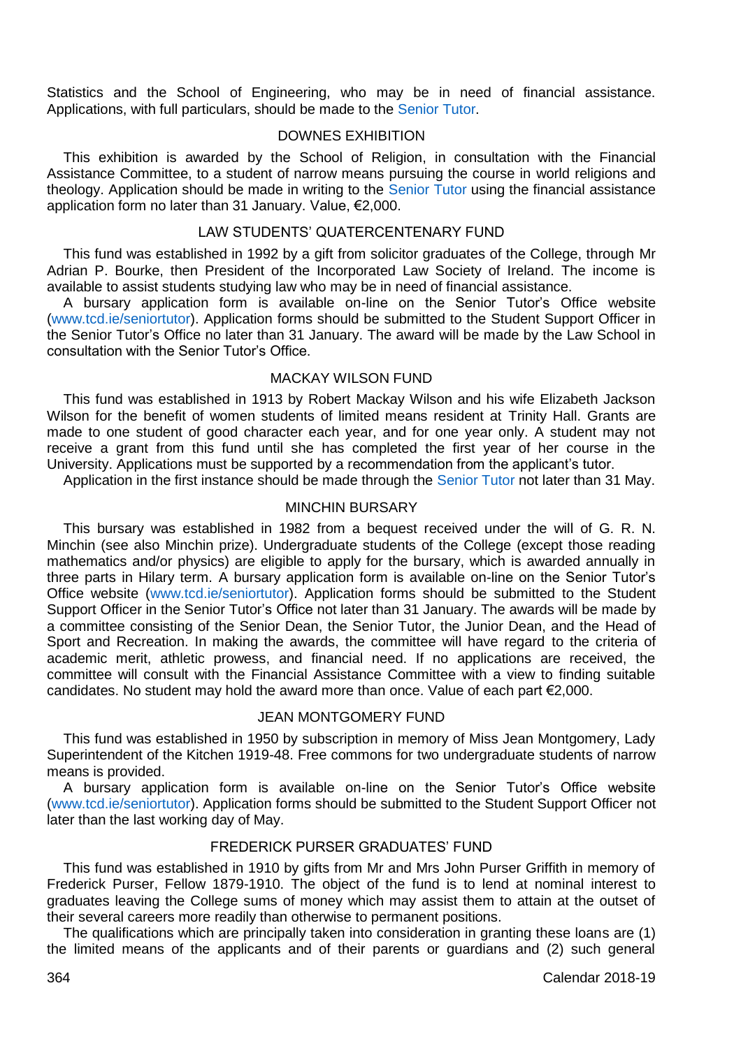Statistics and the School of Engineering, who may be in need of financial assistance. Applications, with full particulars, should be made to the Senior Tutor.

### DOWNES EXHIBITION

This exhibition is awarded by the School of Religion, in consultation with the Financial Assistance Committee, to a student of narrow means pursuing the course in world religions and theology. Application should be made in writing to the Senior Tutor using the financial assistance application form no later than 31 January. Value, €2,000.

### LAW STUDENTS' QUATERCENTENARY FUND

This fund was established in 1992 by a gift from solicitor graduates of the College, through Mr Adrian P. Bourke, then President of the Incorporated Law Society of Ireland. The income is available to assist students studying law who may be in need of financial assistance.

A bursary application form is available on-line on the Senior Tutor's Office website (www.tcd.ie/seniortutor). Application forms should be submitted to the Student Support Officer in the Senior Tutor's Office no later than 31 January. The award will be made by the Law School in consultation with the Senior Tutor's Office.

### MACKAY WILSON FUND

This fund was established in 1913 by Robert Mackay Wilson and his wife Elizabeth Jackson Wilson for the benefit of women students of limited means resident at Trinity Hall. Grants are made to one student of good character each year, and for one year only. A student may not receive a grant from this fund until she has completed the first year of her course in the University. Applications must be supported by a recommendation from the applicant's tutor.

Application in the first instance should be made through the Senior Tutor not later than 31 May.

### MINCHIN BURSARY

This bursary was established in 1982 from a bequest received under the will of G. R. N. Minchin (see also Minchin prize). Undergraduate students of the College (except those reading mathematics and/or physics) are eligible to apply for the bursary, which is awarded annually in three parts in Hilary term. A bursary application form is available on-line on the Senior Tutor's Office website (www.tcd.ie/seniortutor). Application forms should be submitted to the Student Support Officer in the Senior Tutor's Office not later than 31 January. The awards will be made by a committee consisting of the Senior Dean, the Senior Tutor, the Junior Dean, and the Head of Sport and Recreation. In making the awards, the committee will have regard to the criteria of academic merit, athletic prowess, and financial need. If no applications are received, the committee will consult with the Financial Assistance Committee with a view to finding suitable candidates. No student may hold the award more than once. Value of each part €2,000.

### JEAN MONTGOMERY FUND

This fund was established in 1950 by subscription in memory of Miss Jean Montgomery, Lady Superintendent of the Kitchen 1919-48. Free commons for two undergraduate students of narrow means is provided.

A bursary application form is available on-line on the Senior Tutor's Office website (www.tcd.ie/seniortutor). Application forms should be submitted to the Student Support Officer not later than the last working day of May.

### FREDERICK PURSER GRADUATES' FUND

This fund was established in 1910 by gifts from Mr and Mrs John Purser Griffith in memory of Frederick Purser, Fellow 1879-1910. The object of the fund is to lend at nominal interest to graduates leaving the College sums of money which may assist them to attain at the outset of their several careers more readily than otherwise to permanent positions.

The qualifications which are principally taken into consideration in granting these loans are (1) the limited means of the applicants and of their parents or guardians and (2) such general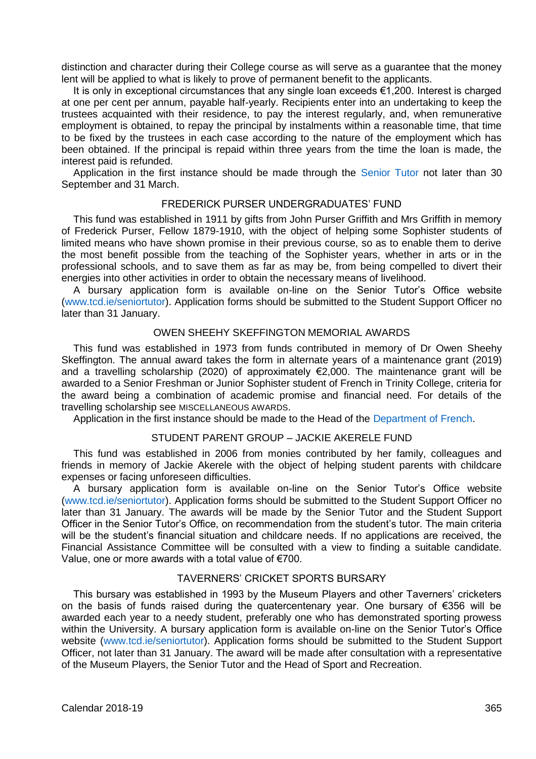distinction and character during their College course as will serve as a guarantee that the money lent will be applied to what is likely to prove of permanent benefit to the applicants.

It is only in exceptional circumstances that any single loan exceeds €1,200. Interest is charged at one per cent per annum, payable half-yearly. Recipients enter into an undertaking to keep the trustees acquainted with their residence, to pay the interest regularly, and, when remunerative employment is obtained, to repay the principal by instalments within a reasonable time, that time to be fixed by the trustees in each case according to the nature of the employment which has been obtained. If the principal is repaid within three years from the time the loan is made, the interest paid is refunded.

Application in the first instance should be made through the Senior Tutor not later than 30 September and 31 March.

## FREDERICK PURSER UNDERGRADUATES' FUND

This fund was established in 1911 by gifts from John Purser Griffith and Mrs Griffith in memory of Frederick Purser, Fellow 1879-1910, with the object of helping some Sophister students of limited means who have shown promise in their previous course, so as to enable them to derive the most benefit possible from the teaching of the Sophister years, whether in arts or in the professional schools, and to save them as far as may be, from being compelled to divert their energies into other activities in order to obtain the necessary means of livelihood.

A bursary application form is available on-line on the Senior Tutor's Office website (www.tcd.ie/seniortutor). Application forms should be submitted to the Student Support Officer no later than 31 January.

## OWEN SHEEHY SKEFFINGTON MEMORIAL AWARDS

This fund was established in 1973 from funds contributed in memory of Dr Owen Sheehy Skeffington. The annual award takes the form in alternate years of a maintenance grant (2019) and a travelling scholarship (2020) of approximately €2,000. The maintenance grant will be awarded to a Senior Freshman or Junior Sophister student of French in Trinity College, criteria for the award being a combination of academic promise and financial need. For details of the travelling scholarship see MISCELLANEOUS AWARDS.

Application in the first instance should be made to the Head of the Department of French.

## STUDENT PARENT GROUP – JACKIE AKERELE FUND

This fund was established in 2006 from monies contributed by her family, colleagues and friends in memory of Jackie Akerele with the object of helping student parents with childcare expenses or facing unforeseen difficulties.

A bursary application form is available on-line on the Senior Tutor's Office website (www.tcd.ie/seniortutor). Application forms should be submitted to the Student Support Officer no later than 31 January. The awards will be made by the Senior Tutor and the Student Support Officer in the Senior Tutor's Office, on recommendation from the student's tutor. The main criteria will be the student's financial situation and childcare needs. If no applications are received, the Financial Assistance Committee will be consulted with a view to finding a suitable candidate. Value, one or more awards with a total value of €700.

## TAVERNERS' CRICKET SPORTS BURSARY

This bursary was established in 1993 by the Museum Players and other Taverners' cricketers on the basis of funds raised during the quatercentenary year. One bursary of €356 will be awarded each year to a needy student, preferably one who has demonstrated sporting prowess within the University. A bursary application form is available on-line on the Senior Tutor's Office website (www.tcd.ie/seniortutor). Application forms should be submitted to the Student Support Officer, not later than 31 January. The award will be made after consultation with a representative of the Museum Players, the Senior Tutor and the Head of Sport and Recreation.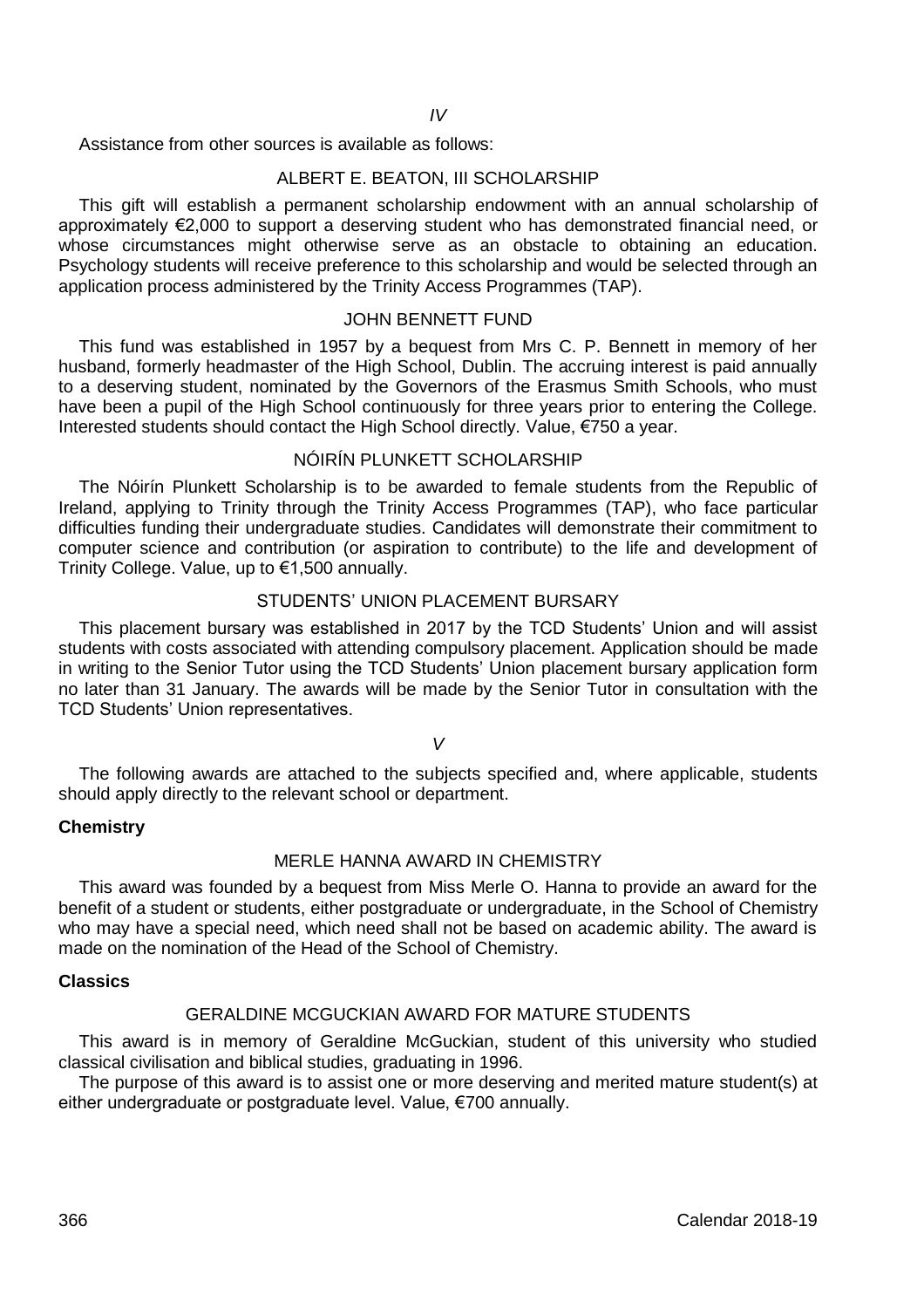*IV*

Assistance from other sources is available as follows:

### ALBERT E. BEATON, III SCHOLARSHIP

This gift will establish a permanent scholarship endowment with an annual scholarship of approximately €2,000 to support a deserving student who has demonstrated financial need, or whose circumstances might otherwise serve as an obstacle to obtaining an education. Psychology students will receive preference to this scholarship and would be selected through an application process administered by the Trinity Access Programmes (TAP).

### JOHN BENNETT FUND

This fund was established in 1957 by a bequest from Mrs C. P. Bennett in memory of her husband, formerly headmaster of the High School, Dublin. The accruing interest is paid annually to a deserving student, nominated by the Governors of the Erasmus Smith Schools, who must have been a pupil of the High School continuously for three years prior to entering the College. Interested students should contact the High School directly. Value, €750 a year.

### NÓIRÍN PLUNKETT SCHOLARSHIP

The Nóirín Plunkett Scholarship is to be awarded to female students from the Republic of Ireland, applying to Trinity through the Trinity Access Programmes (TAP), who face particular difficulties funding their undergraduate studies. Candidates will demonstrate their commitment to computer science and contribution (or aspiration to contribute) to the life and development of Trinity College. Value, up to €1,500 annually.

### STUDENTS' UNION PLACEMENT BURSARY

This placement bursary was established in 2017 by the TCD Students' Union and will assist students with costs associated with attending compulsory placement. Application should be made in writing to the Senior Tutor using the TCD Students' Union placement bursary application form no later than 31 January. The awards will be made by the Senior Tutor in consultation with the TCD Students' Union representatives.

*V*

The following awards are attached to the subjects specified and, where applicable, students should apply directly to the relevant school or department.

**Chemistry**

### MERLE HANNA AWARD IN CHEMISTRY

This award was founded by a bequest from Miss Merle O. Hanna to provide an award for the benefit of a student or students, either postgraduate or undergraduate, in the School of Chemistry who may have a special need, which need shall not be based on academic ability. The award is made on the nomination of the Head of the School of Chemistry.

**Classics**

### GERALDINE MCGUCKIAN AWARD FOR MATURE STUDENTS

This award is in memory of Geraldine McGuckian, student of this university who studied classical civilisation and biblical studies, graduating in 1996.

The purpose of this award is to assist one or more deserving and merited mature student(s) at either undergraduate or postgraduate level. Value, €700 annually.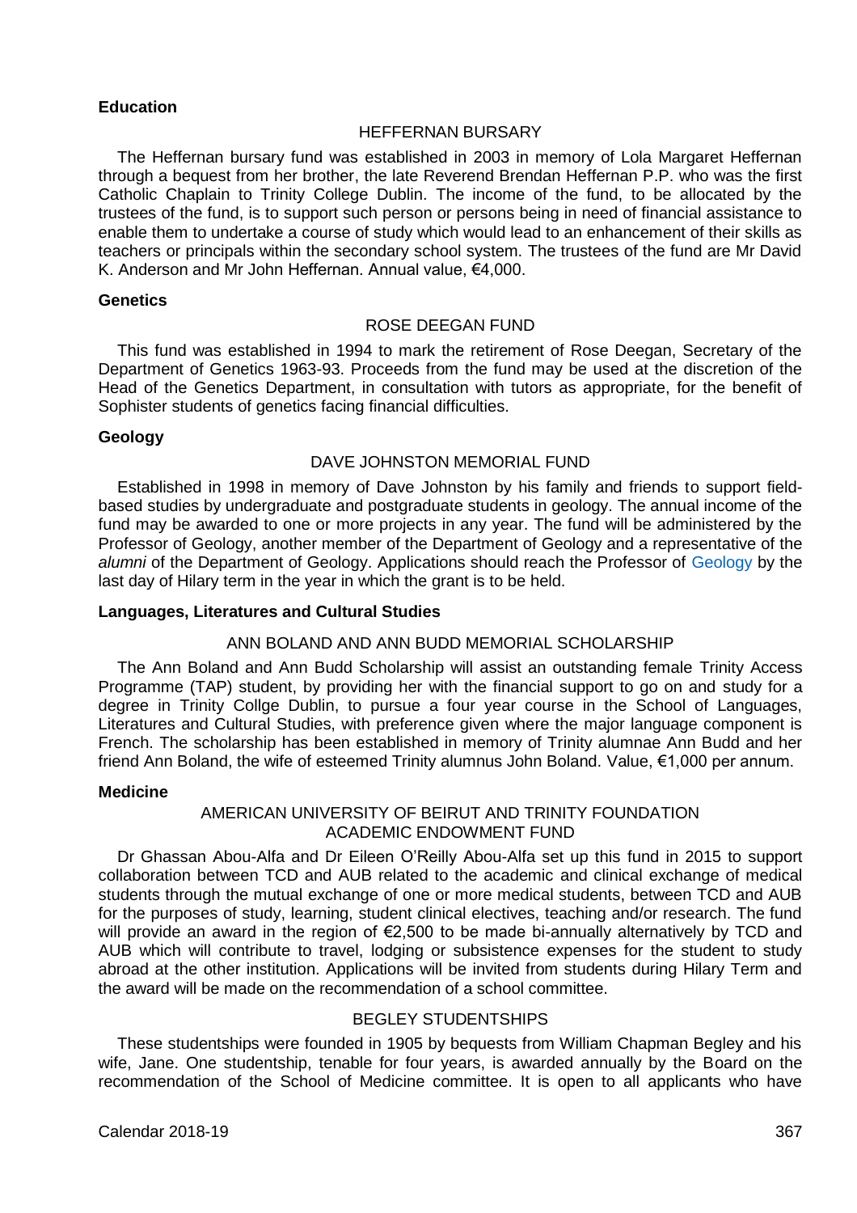**Education**

### HEFFERNAN BURSARY

The Heffernan bursary fund was established in 2003 in memory of Lola Margaret Heffernan through a bequest from her brother, the late Reverend Brendan Heffernan P.P. who was the first Catholic Chaplain to Trinity College Dublin. The income of the fund, to be allocated by the trustees of the fund, is to support such person or persons being in need of financial assistance to enable them to undertake a course of study which would lead to an enhancement of their skills as teachers or principals within the secondary school system. The trustees of the fund are Mr David K. Anderson and Mr John Heffernan. Annual value, €4,000.

**Genetics**

### ROSE DEEGAN FUND

This fund was established in 1994 to mark the retirement of Rose Deegan, Secretary of the Department of Genetics 1963-93. Proceeds from the fund may be used at the discretion of the Head of the Genetics Department, in consultation with tutors as appropriate, for the benefit of Sophister students of genetics facing financial difficulties.

**Geology**

### DAVE JOHNSTON MEMORIAL FUND

Established in 1998 in memory of Dave Johnston by his family and friends to support field-based studies by undergraduate and postgraduate students in geology. The annual income of the fund may be awarded to one or more projects in any year. The fund will be administered by the Professor of Geology, another member of the Department of Geology and a representative of the *alumni* of the Department of Geology. Applications should reach the Professor of Geology by the last day of Hilary term in the year in which the grant is to be held.

**Languages, Literatures and Cultural Studies**

### ANN BOLAND AND ANN BUDD MEMORIAL SCHOLARSHIP

The Ann Boland and Ann Budd Scholarship will assist an outstanding female Trinity Access Programme (TAP) student, by providing her with the financial support to go on and study for a degree in Trinity Collge Dublin, to pursue a four year course in the School of Languages, Literatures and Cultural Studies, with preference given where the major language component is French. The scholarship has been established in memory of Trinity alumnae Ann Budd and her friend Ann Boland, the wife of esteemed Trinity alumnus John Boland. Value, €1,000 per annum.

**Medicine**

### AMERICAN UNIVERSITY OF BEIRUT AND TRINITY FOUNDATION ACADEMIC ENDOWMENT FUND

Dr Ghassan Abou-Alfa and Dr Eileen O'Reilly Abou-Alfa set up this fund in 2015 to support collaboration between TCD and AUB related to the academic and clinical exchange of medical students through the mutual exchange of one or more medical students, between TCD and AUB for the purposes of study, learning, student clinical electives, teaching and/or research. The fund will provide an award in the region of €2,500 to be made bi-annually alternatively by TCD and AUB which will contribute to travel, lodging or subsistence expenses for the student to study abroad at the other institution. Applications will be invited from students during Hilary Term and the award will be made on the recommendation of a school committee.

### BEGLEY STUDENTSHIPS

These studentships were founded in 1905 by bequests from William Chapman Begley and his wife, Jane. One studentship, tenable for four years, is awarded annually by the Board on the recommendation of the School of Medicine committee. It is open to all applicants who have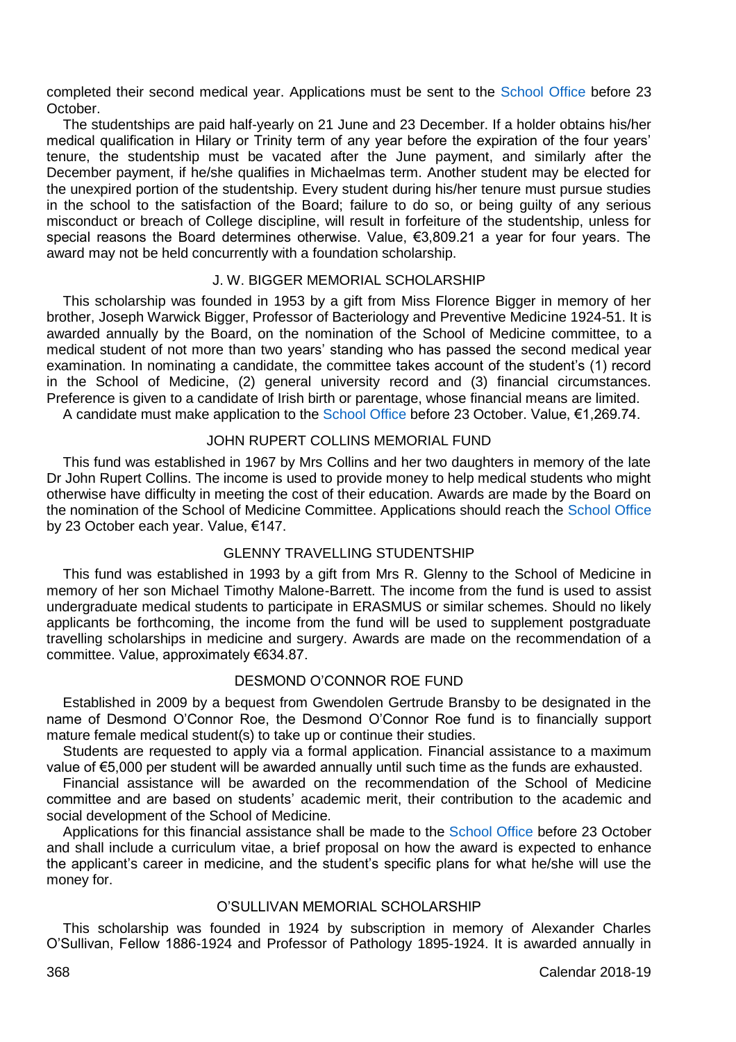completed their second medical year. Applications must be sent to the School Office before 23 October.

The studentships are paid half-yearly on 21 June and 23 December. If a holder obtains his/her medical qualification in Hilary or Trinity term of any year before the expiration of the four years' tenure, the studentship must be vacated after the June payment, and similarly after the December payment, if he/she qualifies in Michaelmas term. Another student may be elected for the unexpired portion of the studentship. Every student during his/her tenure must pursue studies in the school to the satisfaction of the Board; failure to do so, or being guilty of any serious misconduct or breach of College discipline, will result in forfeiture of the studentship, unless for special reasons the Board determines otherwise. Value, €3,809.21 a year for four years. The award may not be held concurrently with a foundation scholarship.

### J. W. BIGGER MEMORIAL SCHOLARSHIP

This scholarship was founded in 1953 by a gift from Miss Florence Bigger in memory of her brother, Joseph Warwick Bigger, Professor of Bacteriology and Preventive Medicine 1924-51. It is awarded annually by the Board, on the nomination of the School of Medicine committee, to a medical student of not more than two years' standing who has passed the second medical year examination. In nominating a candidate, the committee takes account of the student's (1) record in the School of Medicine, (2) general university record and (3) financial circumstances. Preference is given to a candidate of Irish birth or parentage, whose financial means are limited.

A candidate must make application to the School Office before 23 October. Value, €1,269.74.

### JOHN RUPERT COLLINS MEMORIAL FUND

This fund was established in 1967 by Mrs Collins and her two daughters in memory of the late Dr John Rupert Collins. The income is used to provide money to help medical students who might otherwise have difficulty in meeting the cost of their education. Awards are made by the Board on the nomination of the School of Medicine Committee. Applications should reach the School Office by 23 October each year. Value, €147.

### GLENNY TRAVELLING STUDENTSHIP

This fund was established in 1993 by a gift from Mrs R. Glenny to the School of Medicine in memory of her son Michael Timothy Malone-Barrett. The income from the fund is used to assist undergraduate medical students to participate in ERASMUS or similar schemes. Should no likely applicants be forthcoming, the income from the fund will be used to supplement postgraduate travelling scholarships in medicine and surgery. Awards are made on the recommendation of a committee. Value, approximately €634.87.

### DESMOND O'CONNOR ROE FUND

Established in 2009 by a bequest from Gwendolen Gertrude Bransby to be designated in the name of Desmond O'Connor Roe, the Desmond O'Connor Roe fund is to financially support mature female medical student(s) to take up or continue their studies.

Students are requested to apply via a formal application. Financial assistance to a maximum value of €5,000 per student will be awarded annually until such time as the funds are exhausted.

Financial assistance will be awarded on the recommendation of the School of Medicine committee and are based on students' academic merit, their contribution to the academic and social development of the School of Medicine.

Applications for this financial assistance shall be made to the School Office before 23 October and shall include a curriculum vitae, a brief proposal on how the award is expected to enhance the applicant's career in medicine, and the student's specific plans for what he/she will use the money for.

### O'SULLIVAN MEMORIAL SCHOLARSHIP

This scholarship was founded in 1924 by subscription in memory of Alexander Charles O'Sullivan, Fellow 1886-1924 and Professor of Pathology 1895-1924. It is awarded annually in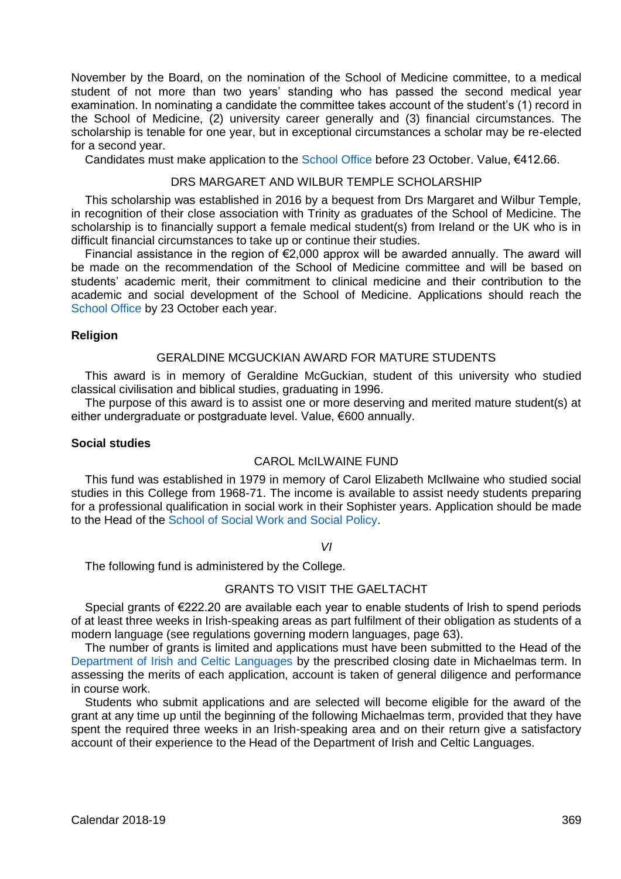November by the Board, on the nomination of the School of Medicine committee, to a medical student of not more than two years' standing who has passed the second medical year examination. In nominating a candidate the committee takes account of the student's (1) record in the School of Medicine, (2) university career generally and (3) financial circumstances. The scholarship is tenable for one year, but in exceptional circumstances a scholar may be re-elected for a second year.

Candidates must make application to the School Office before 23 October. Value, €412.66.

DRS MARGARET AND WILBUR TEMPLE SCHOLARSHIP

This scholarship was established in 2016 by a bequest from Drs Margaret and Wilbur Temple, in recognition of their close association with Trinity as graduates of the School of Medicine. The scholarship is to financially support a female medical student(s) from Ireland or the UK who is in difficult financial circumstances to take up or continue their studies.

Financial assistance in the region of €2,000 approx will be awarded annually. The award will be made on the recommendation of the School of Medicine committee and will be based on students' academic merit, their commitment to clinical medicine and their contribution to the academic and social development of the School of Medicine. Applications should reach the School Office by 23 October each year.

**Religion**

GERALDINE MCGUCKIAN AWARD FOR MATURE STUDENTS

This award is in memory of Geraldine McGuckian, student of this university who studied classical civilisation and biblical studies, graduating in 1996.

The purpose of this award is to assist one or more deserving and merited mature student(s) at either undergraduate or postgraduate level. Value, €600 annually.

**Social studies**

CAROL McILWAINE FUND

This fund was established in 1979 in memory of Carol Elizabeth McIlwaine who studied social studies in this College from 1968-71. The income is available to assist needy students preparing for a professional qualification in social work in their Sophister years. Application should be made to the Head of the School of Social Work and Social Policy.

*VI*

The following fund is administered by the College.

GRANTS TO VISIT THE GAELTACHT

Special grants of €222.20 are available each year to enable students of Irish to spend periods of at least three weeks in Irish-speaking areas as part fulfilment of their obligation as students of a modern language (see regulations governing modern languages, page 63).

The number of grants is limited and applications must have been submitted to the Head of the Department of Irish and Celtic Languages by the prescribed closing date in Michaelmas term. In assessing the merits of each application, account is taken of general diligence and performance in course work.

Students who submit applications and are selected will become eligible for the award of the grant at any time up until the beginning of the following Michaelmas term, provided that they have spent the required three weeks in an Irish-speaking area and on their return give a satisfactory account of their experience to the Head of the Department of Irish and Celtic Languages.